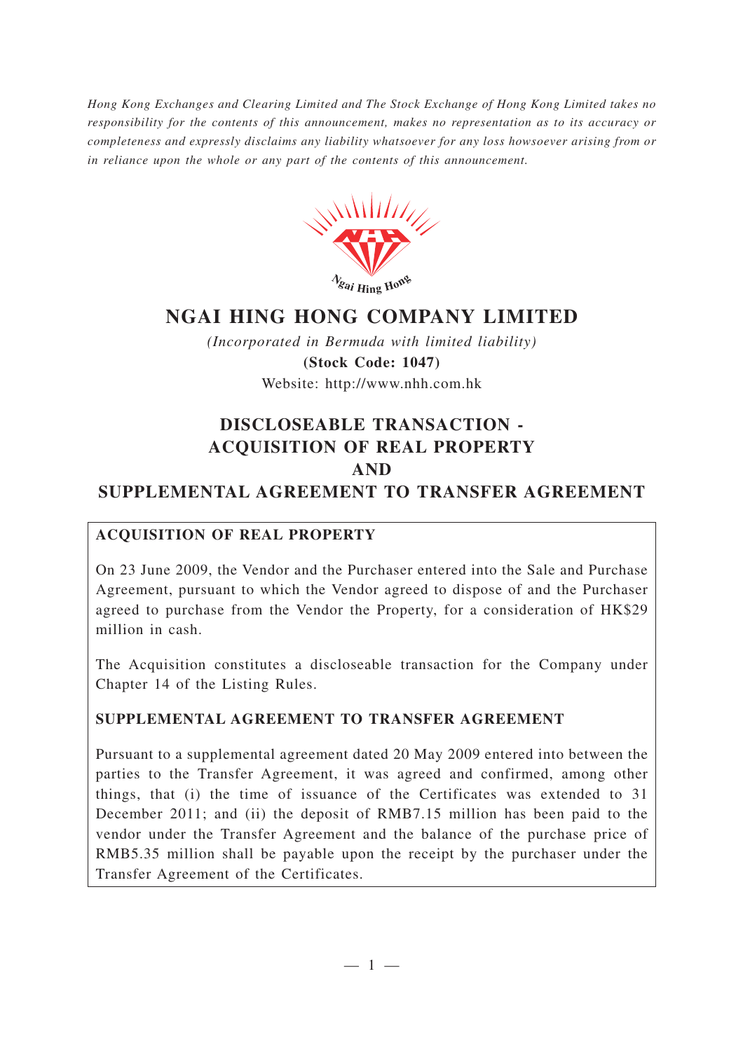*Hong Kong Exchanges and Clearing Limited and The Stock Exchange of Hong Kong Limited takes no responsibility for the contents of this announcement, makes no representation as to its accuracy or completeness and expressly disclaims any liability whatsoever for any loss howsoever arising from or in reliance upon the whole or any part of the contents of this announcement.*

# NGAI HING HONG COMPANY LIMITED

*(Incorporated in Bermuda with limited liability)*

**(Stock Code: 1047)**

Website: http://www.nhh.com.hk

# DISCLOSEABLE TRANSACTION - ACQUISITION OF REAL PROPERTY AND SUPPLEMENTAL AGREEMENT TO TRANSFER AGREEMENT

## ACQUISITION OF REAL PROPERTY

On 23 June 2009, the Vendor and the Purchaser entered into the Sale and Purchase Agreement, pursuant to which the Vendor agreed to dispose of and the Purchaser agreed to purchase from the Vendor the Property, for a consideration of HK$29 million in cash.

The Acquisition constitutes a discloseable transaction for the Company under Chapter 14 of the Listing Rules.

## SUPPLEMENTAL AGREEMENT TO TRANSFER AGREEMENT

Pursuant to a supplemental agreement dated 20 May 2009 entered into between the parties to the Transfer Agreement, it was agreed and confirmed, among other things, that (i) the time of issuance of the Certificates was extended to 31 December 2011; and (ii) the deposit of RMB7.15 million has been paid to the vendor under the Transfer Agreement and the balance of the purchase price of RMB5.35 million shall be payable upon the receipt by the purchaser under the Transfer Agreement of the Certificates.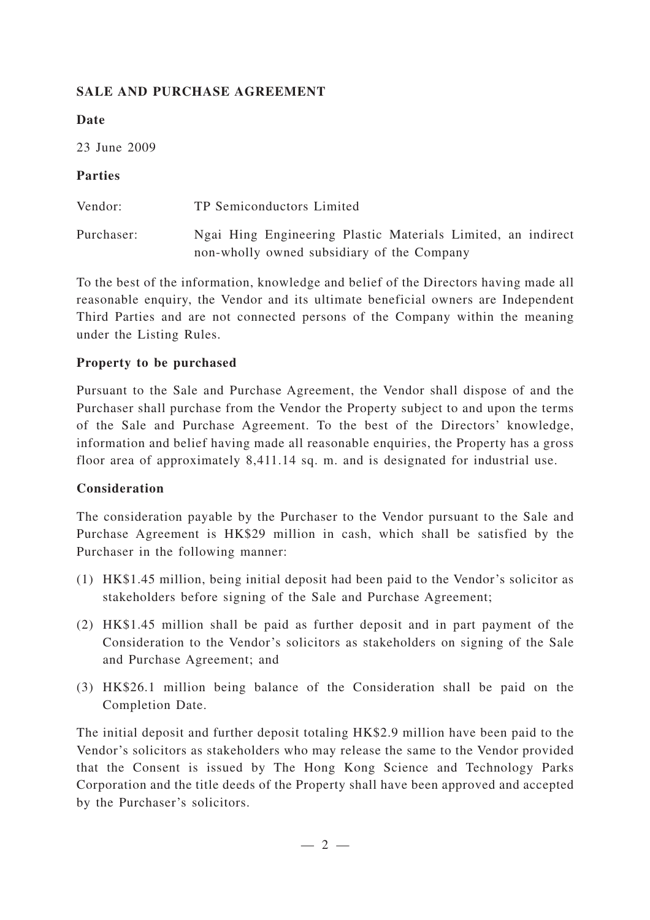## SALE AND PURCHASE AGREEMENT

### Date

23 June 2009

### Parties

Vendor: TP Semiconductors Limited

Purchaser: Ngai Hing Engineering Plastic Materials Limited, an indirect non-wholly owned subsidiary of the Company

To the best of the information, knowledge and belief of the Directors having made all reasonable enquiry, the Vendor and its ultimate beneficial owners are Independent Third Parties and are not connected persons of the Company within the meaning under the Listing Rules.

### Property to be purchased

Pursuant to the Sale and Purchase Agreement, the Vendor shall dispose of and the Purchaser shall purchase from the Vendor the Property subject to and upon the terms of the Sale and Purchase Agreement. To the best of the Directors' knowledge, information and belief having made all reasonable enquiries, the Property has a gross floor area of approximately 8,411.14 sq. m. and is designated for industrial use.

### Consideration

The consideration payable by the Purchaser to the Vendor pursuant to the Sale and Purchase Agreement is HK$29 million in cash, which shall be satisfied by the Purchaser in the following manner:

(1) HK$1.45 million, being initial deposit had been paid to the Vendor's solicitor as stakeholders before signing of the Sale and Purchase Agreement;

(2) HK$1.45 million shall be paid as further deposit and in part payment of the Consideration to the Vendor's solicitors as stakeholders on signing of the Sale and Purchase Agreement; and

(3) HK$26.1 million being balance of the Consideration shall be paid on the Completion Date.

The initial deposit and further deposit totaling HK$2.9 million have been paid to the Vendor's solicitors as stakeholders who may release the same to the Vendor provided that the Consent is issued by The Hong Kong Science and Technology Parks Corporation and the title deeds of the Property shall have been approved and accepted by the Purchaser's solicitors.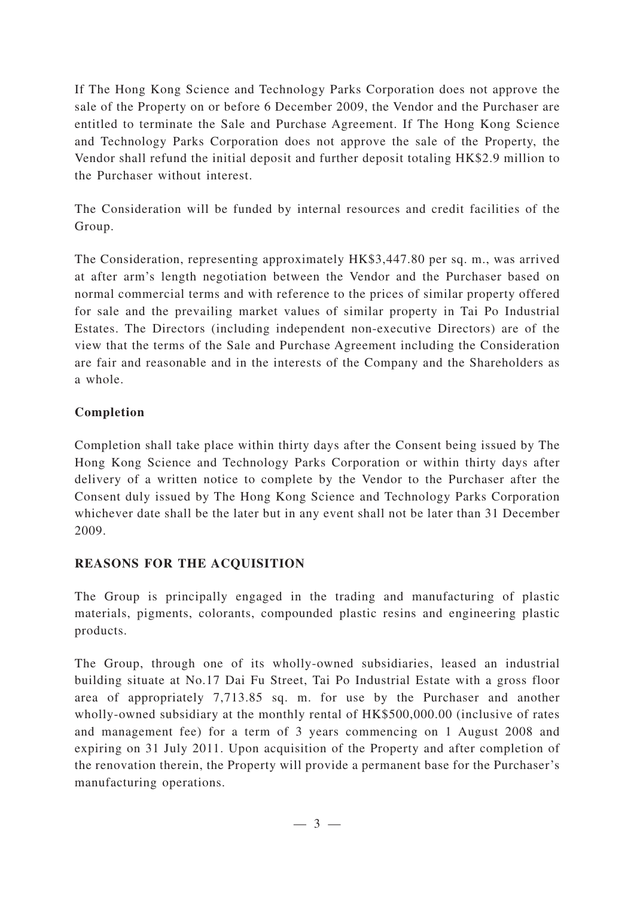If The Hong Kong Science and Technology Parks Corporation does not approve the sale of the Property on or before 6 December 2009, the Vendor and the Purchaser are entitled to terminate the Sale and Purchase Agreement. If The Hong Kong Science and Technology Parks Corporation does not approve the sale of the Property, the Vendor shall refund the initial deposit and further deposit totaling HK$2.9 million to the Purchaser without interest.

The Consideration will be funded by internal resources and credit facilities of the Group.

The Consideration, representing approximately HK$3,447.80 per sq. m., was arrived at after arm's length negotiation between the Vendor and the Purchaser based on normal commercial terms and with reference to the prices of similar property offered for sale and the prevailing market values of similar property in Tai Po Industrial Estates. The Directors (including independent non-executive Directors) are of the view that the terms of the Sale and Purchase Agreement including the Consideration are fair and reasonable and in the interests of the Company and the Shareholders as a whole.

**Completion**

Completion shall take place within thirty days after the Consent being issued by The Hong Kong Science and Technology Parks Corporation or within thirty days after delivery of a written notice to complete by the Vendor to the Purchaser after the Consent duly issued by The Hong Kong Science and Technology Parks Corporation whichever date shall be the later but in any event shall not be later than 31 December 2009.

## REASONS FOR THE ACQUISITION

The Group is principally engaged in the trading and manufacturing of plastic materials, pigments, colorants, compounded plastic resins and engineering plastic products.

The Group, through one of its wholly-owned subsidiaries, leased an industrial building situate at No.17 Dai Fu Street, Tai Po Industrial Estate with a gross floor area of appropriately 7,713.85 sq. m. for use by the Purchaser and another wholly-owned subsidiary at the monthly rental of HK$500,000.00 (inclusive of rates and management fee) for a term of 3 years commencing on 1 August 2008 and expiring on 31 July 2011. Upon acquisition of the Property and after completion of the renovation therein, the Property will provide a permanent base for the Purchaser's manufacturing operations.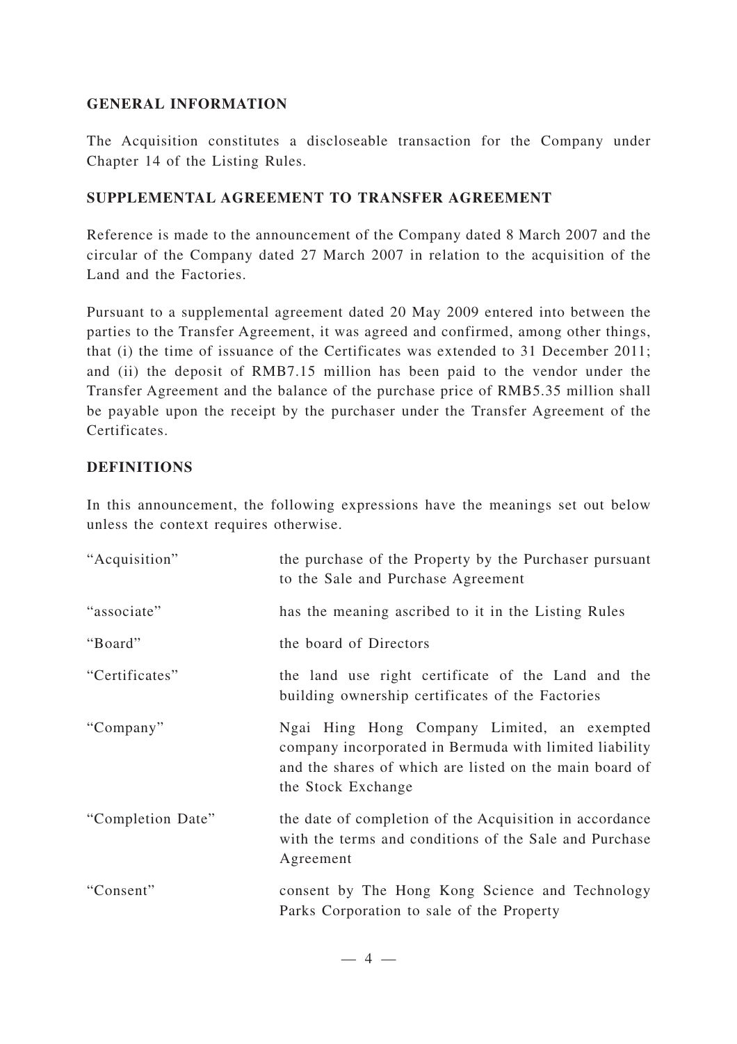## GENERAL INFORMATION

The Acquisition constitutes a discloseable transaction for the Company under Chapter 14 of the Listing Rules.

## SUPPLEMENTAL AGREEMENT TO TRANSFER AGREEMENT

Reference is made to the announcement of the Company dated 8 March 2007 and the circular of the Company dated 27 March 2007 in relation to the acquisition of the Land and the Factories.

Pursuant to a supplemental agreement dated 20 May 2009 entered into between the parties to the Transfer Agreement, it was agreed and confirmed, among other things, that (i) the time of issuance of the Certificates was extended to 31 December 2011; and (ii) the deposit of RMB7.15 million has been paid to the vendor under the Transfer Agreement and the balance of the purchase price of RMB5.35 million shall be payable upon the receipt by the purchaser under the Transfer Agreement of the Certificates.

## DEFINITIONS

In this announcement, the following expressions have the meanings set out below unless the context requires otherwise.

| | |
|---|---|
| "Acquisition" | the purchase of the Property by the Purchaser pursuant to the Sale and Purchase Agreement |
| "associate" | has the meaning ascribed to it in the Listing Rules |
| "Board" | the board of Directors |
| "Certificates" | the land use right certificate of the Land and the building ownership certificates of the Factories |
| "Company" | Ngai Hing Hong Company Limited, an exempted company incorporated in Bermuda with limited liability and the shares of which are listed on the main board of the Stock Exchange |
| "Completion Date" | the date of completion of the Acquisition in accordance with the terms and conditions of the Sale and Purchase Agreement |
| "Consent" | consent by The Hong Kong Science and Technology Parks Corporation to sale of the Property |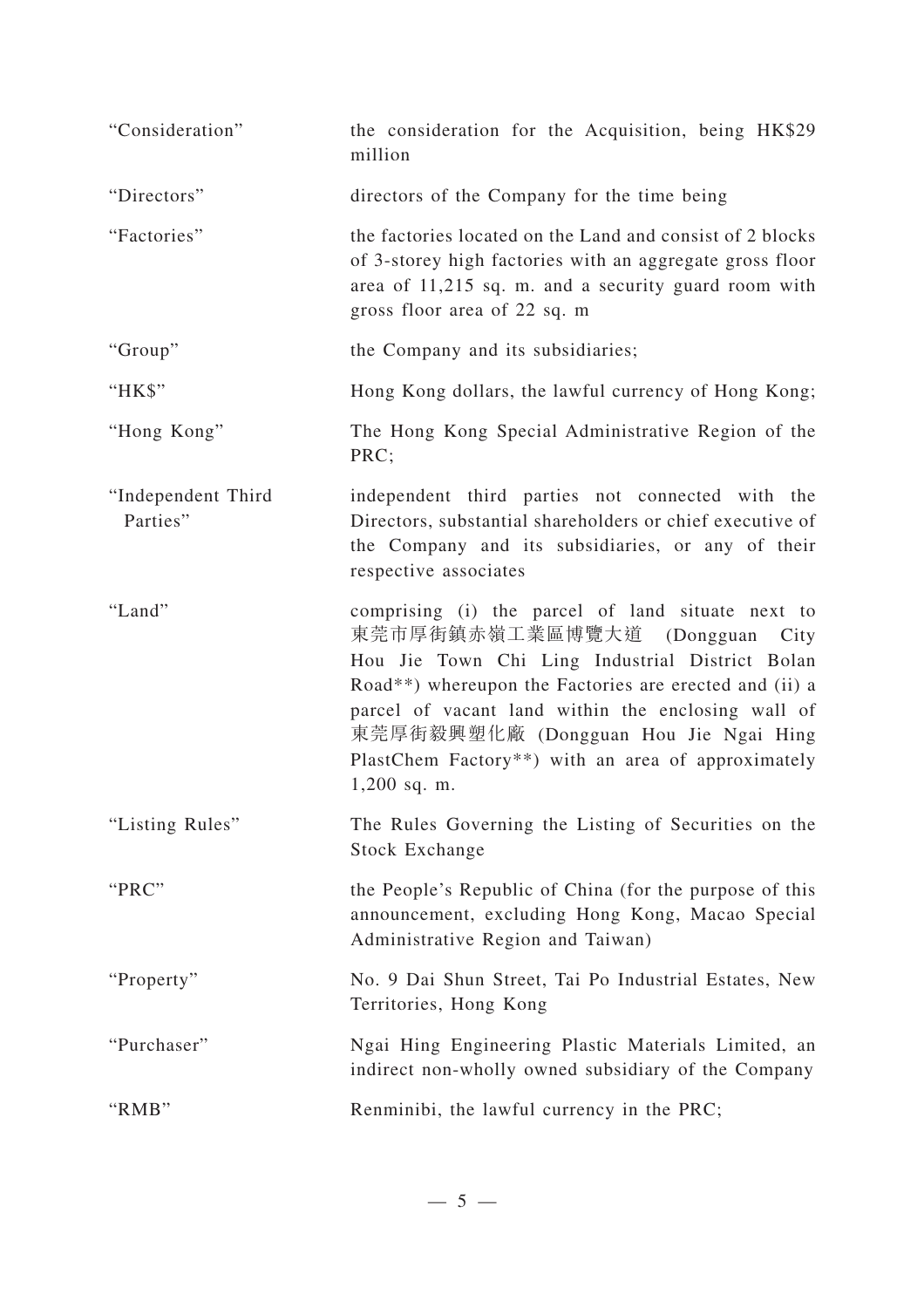| | |
|---|---|
| "Consideration" | the consideration for the Acquisition, being HK$29 million |
| "Directors" | directors of the Company for the time being |
| "Factories" | the factories located on the Land and consist of 2 blocks of 3-storey high factories with an aggregate gross floor area of 11,215 sq. m. and a security guard room with gross floor area of 22 sq. m |
| "Group" | the Company and its subsidiaries; |
| "HK$" | Hong Kong dollars, the lawful currency of Hong Kong; |
| "Hong Kong" | The Hong Kong Special Administrative Region of the PRC; |
| "Independent Third Parties" | independent third parties not connected with the Directors, substantial shareholders or chief executive of the Company and its subsidiaries, or any of their respective associates |
| "Land" | comprising (i) the parcel of land situate next to 東莞市厚街鎮赤嶺工業區博覽大道 (Dongguan City Hou Jie Town Chi Ling Industrial District Bolan Road**) whereupon the Factories are erected and (ii) a parcel of vacant land within the enclosing wall of 東莞厚街毅興塑化廠 (Dongguan Hou Jie Ngai Hing PlastChem Factory**) with an area of approximately 1,200 sq. m. |
| "Listing Rules" | The Rules Governing the Listing of Securities on the Stock Exchange |
| "PRC" | the People's Republic of China (for the purpose of this announcement, excluding Hong Kong, Macao Special Administrative Region and Taiwan) |
| "Property" | No. 9 Dai Shun Street, Tai Po Industrial Estates, New Territories, Hong Kong |
| "Purchaser" | Ngai Hing Engineering Plastic Materials Limited, an indirect non-wholly owned subsidiary of the Company |
| "RMB" | Renminibi, the lawful currency in the PRC; |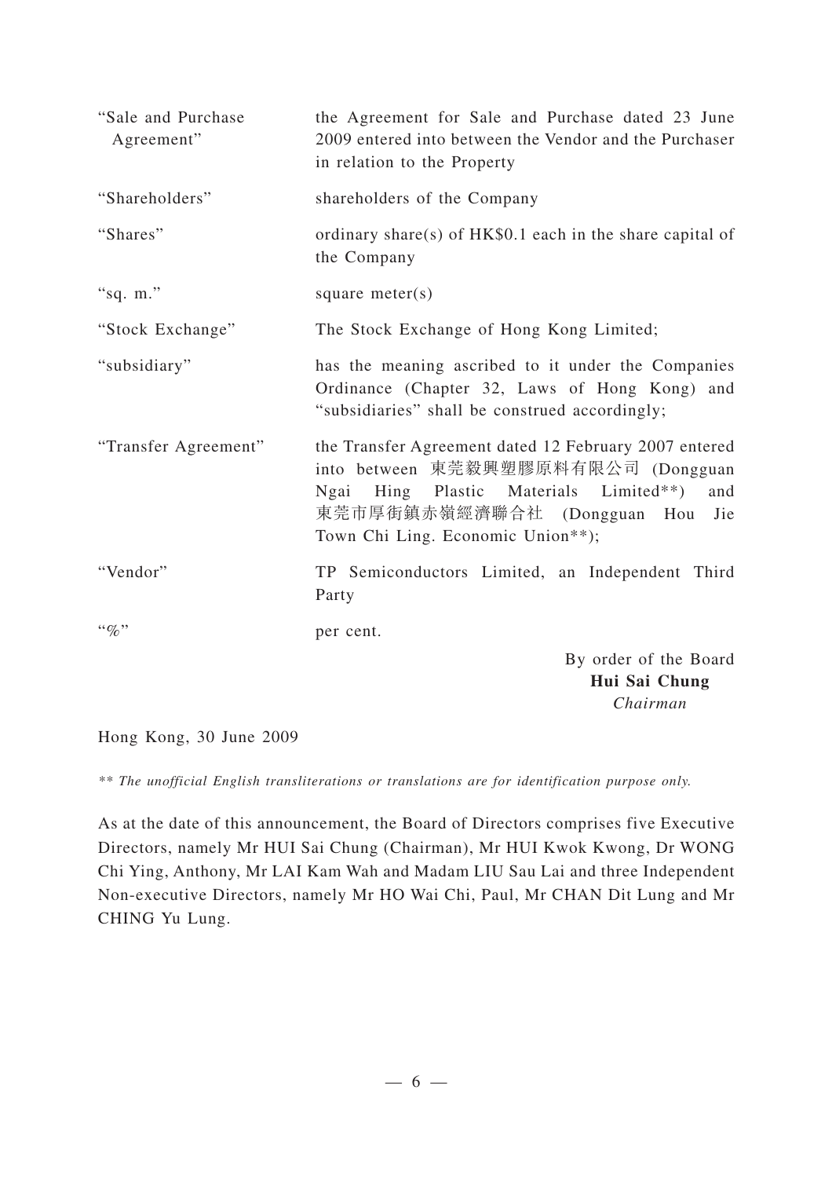| | |
|---|---|
| "Sale and Purchase Agreement" | the Agreement for Sale and Purchase dated 23 June 2009 entered into between the Vendor and the Purchaser in relation to the Property |
| "Shareholders" | shareholders of the Company |
| "Shares" | ordinary share(s) of HK$0.1 each in the share capital of the Company |
| "sq. m." | square meter(s) |
| "Stock Exchange" | The Stock Exchange of Hong Kong Limited; |
| "subsidiary" | has the meaning ascribed to it under the Companies Ordinance (Chapter 32, Laws of Hong Kong) and "subsidiaries" shall be construed accordingly; |
| "Transfer Agreement" | the Transfer Agreement dated 12 February 2007 entered into between 東莞毅興塑膠原料有限公司 (Dongguan Ngai Hing Plastic Materials Limited**) and 東莞市厚街鎮赤嶺經濟聯合社 (Dongguan Hou Jie Town Chi Ling. Economic Union**); |
| "Vendor" | TP Semiconductors Limited, an Independent Third Party |
| "%" | per cent. |

By order of the Board
**Hui Sai Chung**
*Chairman*

Hong Kong, 30 June 2009

*\** The unofficial English transliterations or translations are for identification purpose only.*

As at the date of this announcement, the Board of Directors comprises five Executive Directors, namely Mr HUI Sai Chung (Chairman), Mr HUI Kwok Kwong, Dr WONG Chi Ying, Anthony, Mr LAI Kam Wah and Madam LIU Sau Lai and three Independent Non-executive Directors, namely Mr HO Wai Chi, Paul, Mr CHAN Dit Lung and Mr CHING Yu Lung.